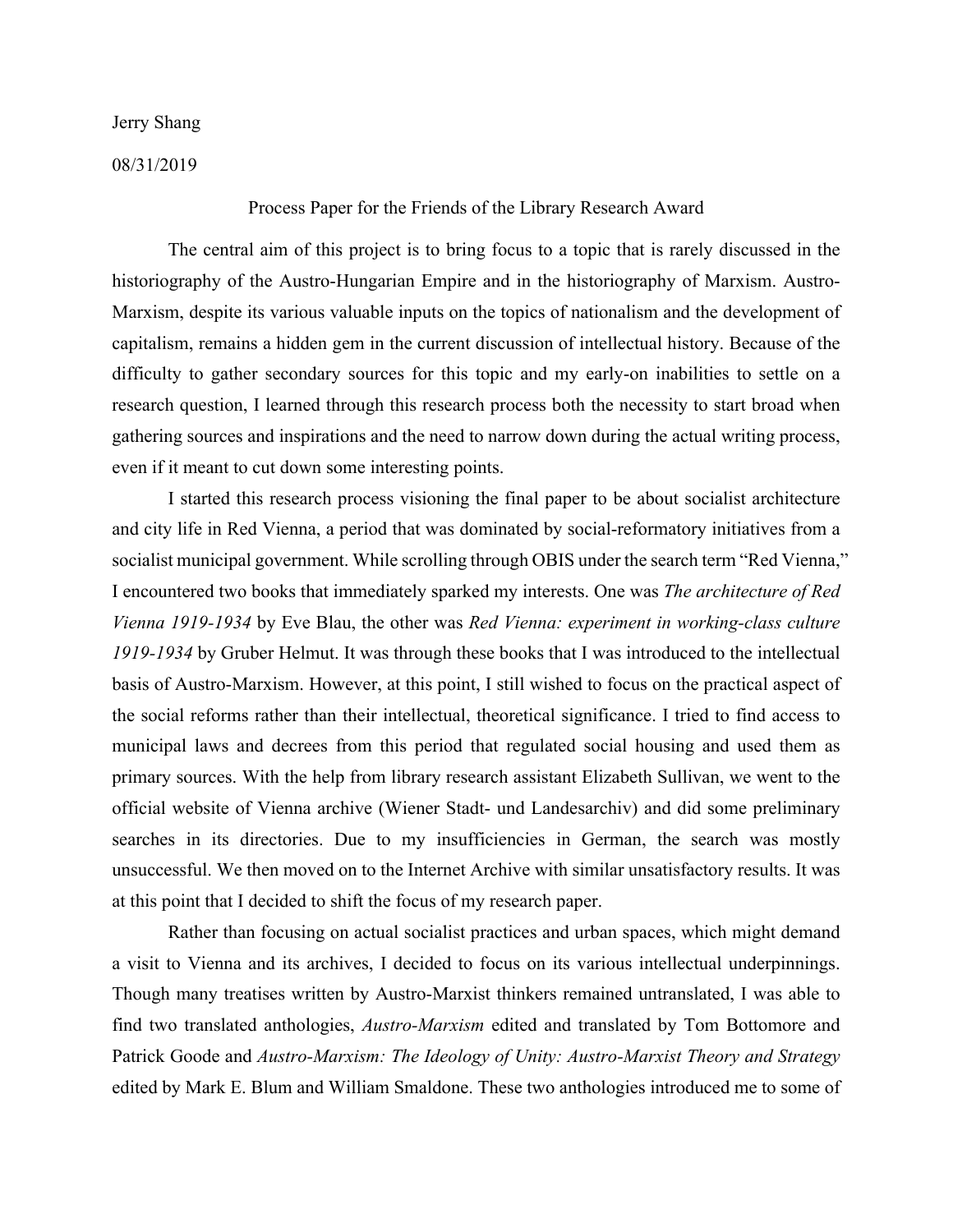Jerry Shang

08/31/2019

Process Paper for the Friends of the Library Research Award

The central aim of this project is to bring focus to a topic that is rarely discussed in the historiography of the Austro-Hungarian Empire and in the historiography of Marxism. Austro-Marxism, despite its various valuable inputs on the topics of nationalism and the development of capitalism, remains a hidden gem in the current discussion of intellectual history. Because of the difficulty to gather secondary sources for this topic and my early-on inabilities to settle on a research question, I learned through this research process both the necessity to start broad when gathering sources and inspirations and the need to narrow down during the actual writing process, even if it meant to cut down some interesting points.

I started this research process visioning the final paper to be about socialist architecture and city life in Red Vienna, a period that was dominated by social-reformatory initiatives from a socialist municipal government. While scrolling through OBIS under the search term "Red Vienna," I encountered two books that immediately sparked my interests. One was *The architecture of Red Vienna 1919-1934* by Eve Blau, the other was *Red Vienna: experiment in working-class culture 1919-1934* by Gruber Helmut. It was through these books that I was introduced to the intellectual basis of Austro-Marxism. However, at this point, I still wished to focus on the practical aspect of the social reforms rather than their intellectual, theoretical significance. I tried to find access to municipal laws and decrees from this period that regulated social housing and used them as primary sources. With the help from library research assistant Elizabeth Sullivan, we went to the official website of Vienna archive (Wiener Stadt- und Landesarchiv) and did some preliminary searches in its directories. Due to my insufficiencies in German, the search was mostly unsuccessful. We then moved on to the Internet Archive with similar unsatisfactory results. It was at this point that I decided to shift the focus of my research paper.

Rather than focusing on actual socialist practices and urban spaces, which might demand a visit to Vienna and its archives, I decided to focus on its various intellectual underpinnings. Though many treatises written by Austro-Marxist thinkers remained untranslated, I was able to find two translated anthologies, *Austro-Marxism* edited and translated by Tom Bottomore and Patrick Goode and *Austro-Marxism: The Ideology of Unity: Austro-Marxist Theory and Strategy* edited by Mark E. Blum and William Smaldone. These two anthologies introduced me to some of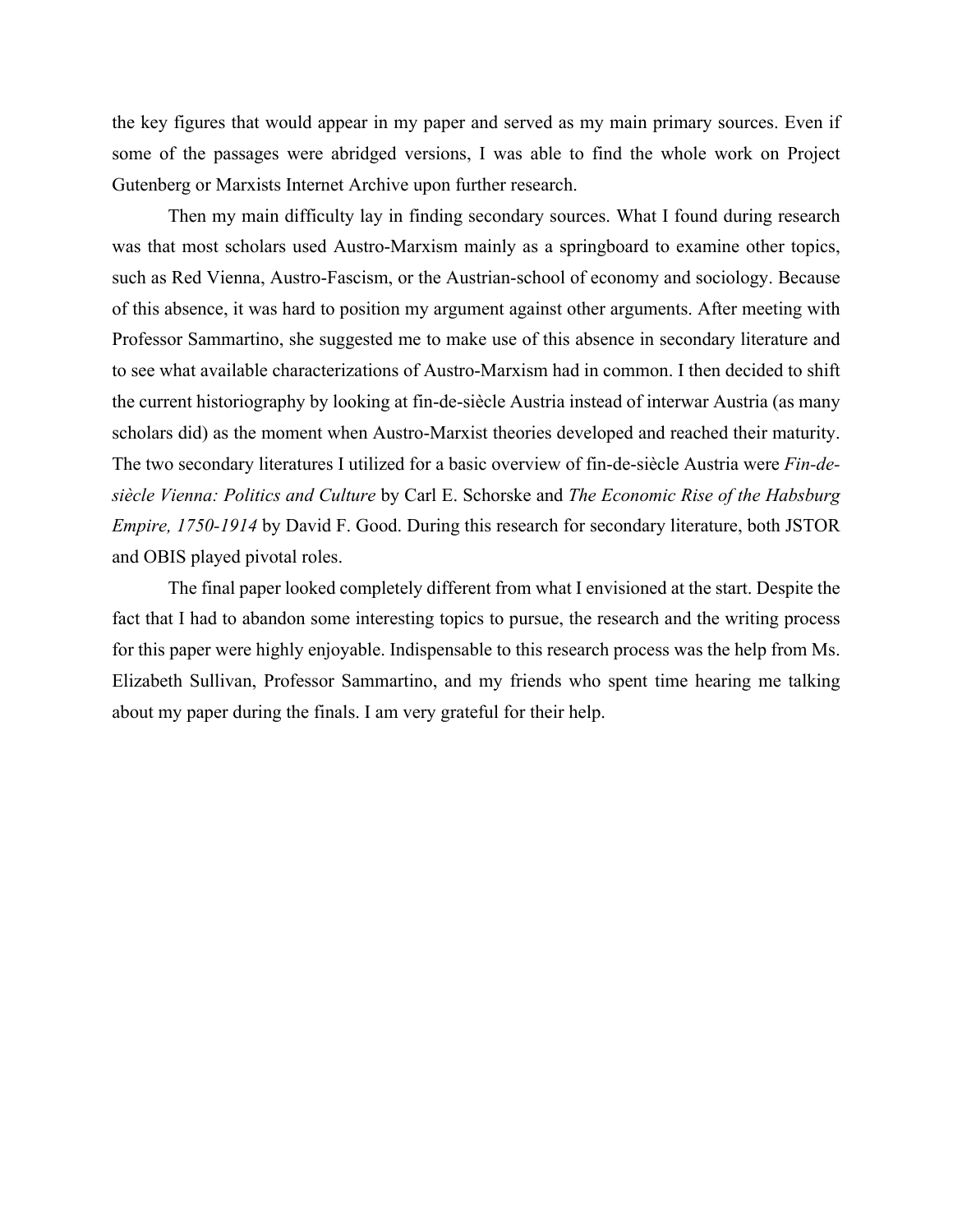the key figures that would appear in my paper and served as my main primary sources. Even if some of the passages were abridged versions, I was able to find the whole work on Project Gutenberg or Marxists Internet Archive upon further research.

Then my main difficulty lay in finding secondary sources. What I found during research was that most scholars used Austro-Marxism mainly as a springboard to examine other topics, such as Red Vienna, Austro-Fascism, or the Austrian-school of economy and sociology. Because of this absence, it was hard to position my argument against other arguments. After meeting with Professor Sammartino, she suggested me to make use of this absence in secondary literature and to see what available characterizations of Austro-Marxism had in common. I then decided to shift the current historiography by looking at fin-de-siècle Austria instead of interwar Austria (as many scholars did) as the moment when Austro-Marxist theories developed and reached their maturity. The two secondary literatures I utilized for a basic overview of fin-de-siècle Austria were *Fin-de-siècle Vienna: Politics and Culture* by Carl E. Schorske and *The Economic Rise of the Habsburg Empire, 1750-1914* by David F. Good. During this research for secondary literature, both JSTOR and OBIS played pivotal roles.

The final paper looked completely different from what I envisioned at the start. Despite the fact that I had to abandon some interesting topics to pursue, the research and the writing process for this paper were highly enjoyable. Indispensable to this research process was the help from Ms. Elizabeth Sullivan, Professor Sammartino, and my friends who spent time hearing me talking about my paper during the finals. I am very grateful for their help.